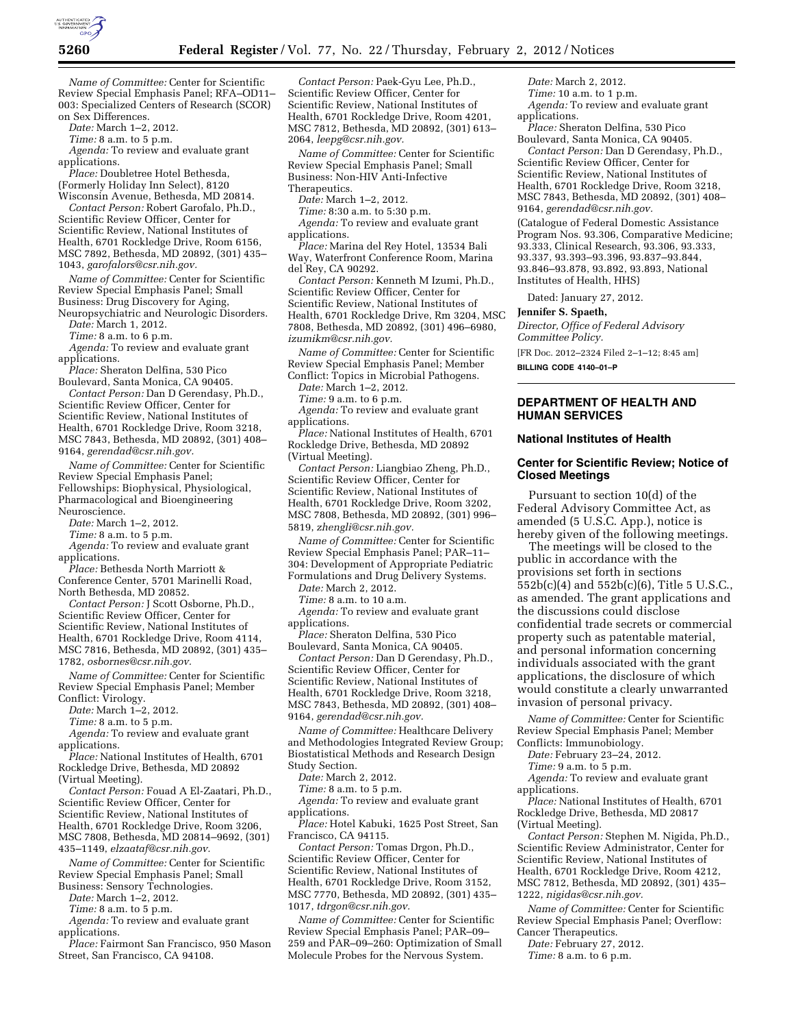*Name of Committee:* Center for Scientific Review Special Emphasis Panel; RFA–OD11–003: Specialized Centers of Research (SCOR) on Sex Differences.

*Date:* March 1–2, 2012.

*Time:* 8 a.m. to 5 p.m.

*Agenda:* To review and evaluate grant applications.

*Place:* Doubletree Hotel Bethesda, (Formerly Holiday Inn Select), 8120 Wisconsin Avenue, Bethesda, MD 20814.

*Contact Person:* Robert Garofalo, Ph.D., Scientific Review Officer, Center for Scientific Review, National Institutes of Health, 6701 Rockledge Drive, Room 6156, MSC 7892, Bethesda, MD 20892, (301) 435–1043, *garofalors@csr.nih.gov.*

*Name of Committee:* Center for Scientific Review Special Emphasis Panel; Small Business: Drug Discovery for Aging, Neuropsychiatric and Neurologic Disorders.

*Date:* March 1, 2012.

*Time:* 8 a.m. to 6 p.m.

*Agenda:* To review and evaluate grant applications.

*Place:* Sheraton Delfina, 530 Pico Boulevard, Santa Monica, CA 90405.

*Contact Person:* Dan D Gerendasy, Ph.D., Scientific Review Officer, Center for Scientific Review, National Institutes of Health, 6701 Rockledge Drive, Room 3218, MSC 7843, Bethesda, MD 20892, (301) 408–9164, *gerendad@csr.nih.gov.*

*Name of Committee:* Center for Scientific Review Special Emphasis Panel; Fellowships: Biophysical, Physiological, Pharmacological and Bioengineering Neuroscience.

*Date:* March 1–2, 2012.

*Time:* 8 a.m. to 5 p.m.

*Agenda:* To review and evaluate grant applications.

*Place:* Bethesda North Marriott & Conference Center, 5701 Marinelli Road, North Bethesda, MD 20852.

*Contact Person:* J Scott Osborne, Ph.D., Scientific Review Officer, Center for Scientific Review, National Institutes of Health, 6701 Rockledge Drive, Room 4114, MSC 7816, Bethesda, MD 20892, (301) 435–1782, *osbornes@csr.nih.gov.*

*Name of Committee:* Center for Scientific Review Special Emphasis Panel; Member Conflict: Virology.

*Date:* March 1–2, 2012.

*Time:* 8 a.m. to 5 p.m.

*Agenda:* To review and evaluate grant applications.

*Place:* National Institutes of Health, 6701 Rockledge Drive, Bethesda, MD 20892 (Virtual Meeting).

*Contact Person:* Fouad A El-Zaatari, Ph.D., Scientific Review Officer, Center for Scientific Review, National Institutes of Health, 6701 Rockledge Drive, Room 3206, MSC 7808, Bethesda, MD 20814–9692, (301) 435–1149, *elzaataf@csr.nih.gov.*

*Name of Committee:* Center for Scientific Review Special Emphasis Panel; Small Business: Sensory Technologies.

*Date:* March 1–2, 2012.

*Time:* 8 a.m. to 5 p.m.

*Agenda:* To review and evaluate grant applications.

*Place:* Fairmont San Francisco, 950 Mason Street, San Francisco, CA 94108.

*Contact Person:* Paek-Gyu Lee, Ph.D., Scientific Review Officer, Center for Scientific Review, National Institutes of Health, 6701 Rockledge Drive, Room 4201, MSC 7812, Bethesda, MD 20892, (301) 613–2064, *leepg@csr.nih.gov.*

*Name of Committee:* Center for Scientific Review Special Emphasis Panel; Small Business: Non-HIV Anti-Infective Therapeutics.

*Date:* March 1–2, 2012.

*Time:* 8:30 a.m. to 5:30 p.m.

*Agenda:* To review and evaluate grant applications.

*Place:* Marina del Rey Hotel, 13534 Bali Way, Waterfront Conference Room, Marina del Rey, CA 90292.

*Contact Person:* Kenneth M Izumi, Ph.D., Scientific Review Officer, Center for Scientific Review, National Institutes of Health, 6701 Rockledge Drive, Rm 3204, MSC 7808, Bethesda, MD 20892, (301) 496–6980, *izumikm@csr.nih.gov.*

*Name of Committee:* Center for Scientific Review Special Emphasis Panel; Member Conflict: Topics in Microbial Pathogens.

*Date:* March 1–2, 2012.

*Time:* 9 a.m. to 6 p.m.

*Agenda:* To review and evaluate grant applications.

*Place:* National Institutes of Health, 6701 Rockledge Drive, Bethesda, MD 20892 (Virtual Meeting).

*Contact Person:* Liangbiao Zheng, Ph.D., Scientific Review Officer, Center for Scientific Review, National Institutes of Health, 6701 Rockledge Drive, Room 3202, MSC 7808, Bethesda, MD 20892, (301) 996–5819, *zhengli@csr.nih.gov.*

*Name of Committee:* Center for Scientific Review Special Emphasis Panel; PAR–11–304: Development of Appropriate Pediatric Formulations and Drug Delivery Systems.

*Date:* March 2, 2012.

*Time:* 8 a.m. to 10 a.m.

*Agenda:* To review and evaluate grant applications.

*Place:* Sheraton Delfina, 530 Pico Boulevard, Santa Monica, CA 90405.

*Contact Person:* Dan D Gerendasy, Ph.D., Scientific Review Officer, Center for Scientific Review, National Institutes of Health, 6701 Rockledge Drive, Room 3218, MSC 7843, Bethesda, MD 20892, (301) 408–9164, *gerendad@csr.nih.gov.*

*Name of Committee:* Healthcare Delivery and Methodologies Integrated Review Group; Biostatistical Methods and Research Design Study Section.

*Date:* March 2, 2012.

*Time:* 8 a.m. to 5 p.m.

*Agenda:* To review and evaluate grant applications.

*Place:* Hotel Kabuki, 1625 Post Street, San Francisco, CA 94115.

*Contact Person:* Tomas Drgon, Ph.D., Scientific Review Officer, Center for Scientific Review, National Institutes of Health, 6701 Rockledge Drive, Room 3152, MSC 7770, Bethesda, MD 20892, (301) 435–1017, *tdrgon@csr.nih.gov.*

*Name of Committee:* Center for Scientific Review Special Emphasis Panel; PAR–09–259 and PAR–09–260: Optimization of Small Molecule Probes for the Nervous System.

*Date:* March 2, 2012.

*Time:* 10 a.m. to 1 p.m.

*Agenda:* To review and evaluate grant applications.

*Place:* Sheraton Delfina, 530 Pico Boulevard, Santa Monica, CA 90405.

*Contact Person:* Dan D Gerendasy, Ph.D., Scientific Review Officer, Center for Scientific Review, National Institutes of Health, 6701 Rockledge Drive, Room 3218, MSC 7843, Bethesda, MD 20892, (301) 408–9164, *gerendad@csr.nih.gov.*

(Catalogue of Federal Domestic Assistance Program Nos. 93.306, Comparative Medicine; 93.333, Clinical Research, 93.306, 93.333, 93.337, 93.393–93.396, 93.837–93.844, 93.846–93.878, 93.892, 93.893, National Institutes of Health, HHS)

Dated: January 27, 2012.

**Jennifer S. Spaeth,**

*Director, Office of Federal Advisory Committee Policy.*

[FR Doc. 2012–2324 Filed 2–1–12; 8:45 am]

**BILLING CODE 4140–01–P**

## DEPARTMENT OF HEALTH AND HUMAN SERVICES

### National Institutes of Health

### Center for Scientific Review; Notice of Closed Meetings

Pursuant to section 10(d) of the Federal Advisory Committee Act, as amended (5 U.S.C. App.), notice is hereby given of the following meetings.

The meetings will be closed to the public in accordance with the provisions set forth in sections 552b(c)(4) and 552b(c)(6), Title 5 U.S.C., as amended. The grant applications and the discussions could disclose confidential trade secrets or commercial property such as patentable material, and personal information concerning individuals associated with the grant applications, the disclosure of which would constitute a clearly unwarranted invasion of personal privacy.

*Name of Committee:* Center for Scientific Review Special Emphasis Panel; Member Conflicts: Immunobiology.

*Date:* February 23–24, 2012.

*Time:* 9 a.m. to 5 p.m.

*Agenda:* To review and evaluate grant applications.

*Place:* National Institutes of Health, 6701 Rockledge Drive, Bethesda, MD 20817 (Virtual Meeting).

*Contact Person:* Stephen M. Nigida, Ph.D., Scientific Review Administrator, Center for Scientific Review, National Institutes of Health, 6701 Rockledge Drive, Room 4212, MSC 7812, Bethesda, MD 20892, (301) 435–1222, *nigidas@csr.nih.gov.*

*Name of Committee:* Center for Scientific Review Special Emphasis Panel; Overflow: Cancer Therapeutics.

*Date:* February 27, 2012.

*Time:* 8 a.m. to 6 p.m.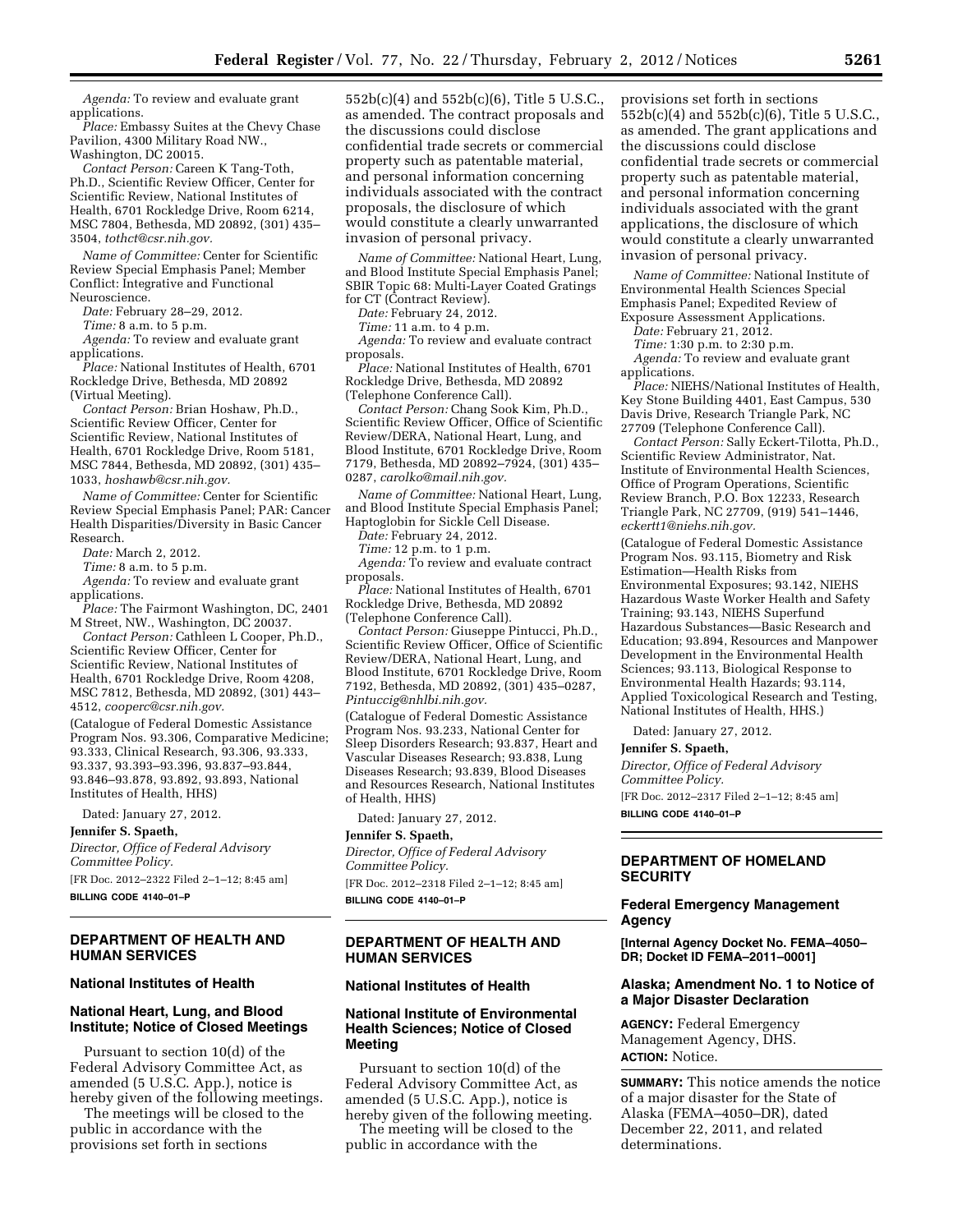*Agenda:* To review and evaluate grant applications.

*Place:* Embassy Suites at the Chevy Chase Pavilion, 4300 Military Road NW., Washington, DC 20015.

*Contact Person:* Careen K Tang-Toth, Ph.D., Scientific Review Officer, Center for Scientific Review, National Institutes of Health, 6701 Rockledge Drive, Room 6214, MSC 7804, Bethesda, MD 20892, (301) 435–3504, *tothct@csr.nih.gov.*

*Name of Committee:* Center for Scientific Review Special Emphasis Panel; Member Conflict: Integrative and Functional Neuroscience.

*Date:* February 28–29, 2012.

*Time:* 8 a.m. to 5 p.m.

*Agenda:* To review and evaluate grant applications.

*Place:* National Institutes of Health, 6701 Rockledge Drive, Bethesda, MD 20892 (Virtual Meeting).

*Contact Person:* Brian Hoshaw, Ph.D., Scientific Review Officer, Center for Scientific Review, National Institutes of Health, 6701 Rockledge Drive, Room 5181, MSC 7844, Bethesda, MD 20892, (301) 435–1033, *hoshawb@csr.nih.gov.*

*Name of Committee:* Center for Scientific Review Special Emphasis Panel; PAR: Cancer Health Disparities/Diversity in Basic Cancer Research.

*Date:* March 2, 2012.

*Time:* 8 a.m. to 5 p.m.

*Agenda:* To review and evaluate grant applications.

*Place:* The Fairmont Washington, DC, 2401 M Street, NW., Washington, DC 20037.

*Contact Person:* Cathleen L Cooper, Ph.D., Scientific Review Officer, Center for Scientific Review, National Institutes of Health, 6701 Rockledge Drive, Room 4208, MSC 7812, Bethesda, MD 20892, (301) 443–4512, *cooperc@csr.nih.gov.*

(Catalogue of Federal Domestic Assistance Program Nos. 93.306, Comparative Medicine; 93.333, Clinical Research, 93.306, 93.333, 93.337, 93.393–93.396, 93.837–93.844, 93.846–93.878, 93.892, 93.893, National Institutes of Health, HHS)

Dated: January 27, 2012.

**Jennifer S. Spaeth,**

*Director, Office of Federal Advisory Committee Policy.*

[FR Doc. 2012–2322 Filed 2–1–12; 8:45 am]

**BILLING CODE 4140–01–P**

## DEPARTMENT OF HEALTH AND HUMAN SERVICES

### National Institutes of Health

### National Heart, Lung, and Blood Institute; Notice of Closed Meetings

Pursuant to section 10(d) of the Federal Advisory Committee Act, as amended (5 U.S.C. App.), notice is hereby given of the following meetings.

The meetings will be closed to the public in accordance with the provisions set forth in sections 552b(c)(4) and 552b(c)(6), Title 5 U.S.C., as amended. The contract proposals and the discussions could disclose confidential trade secrets or commercial property such as patentable material, and personal information concerning individuals associated with the contract proposals, the disclosure of which would constitute a clearly unwarranted invasion of personal privacy.

*Name of Committee:* National Heart, Lung, and Blood Institute Special Emphasis Panel; SBIR Topic 68: Multi-Layer Coated Gratings for CT (Contract Review).

*Date:* February 24, 2012.

*Time:* 11 a.m. to 4 p.m.

*Agenda:* To review and evaluate contract proposals.

*Place:* National Institutes of Health, 6701 Rockledge Drive, Bethesda, MD 20892 (Telephone Conference Call).

*Contact Person:* Chang Sook Kim, Ph.D., Scientific Review Officer, Office of Scientific Review/DERA, National Heart, Lung, and Blood Institute, 6701 Rockledge Drive, Room 7179, Bethesda, MD 20892–7924, (301) 435–0287, *carolko@mail.nih.gov.*

*Name of Committee:* National Heart, Lung, and Blood Institute Special Emphasis Panel; Haptoglobin for Sickle Cell Disease.

*Date:* February 24, 2012.

*Time:* 12 p.m. to 1 p.m.

*Agenda:* To review and evaluate contract proposals.

*Place:* National Institutes of Health, 6701 Rockledge Drive, Bethesda, MD 20892 (Telephone Conference Call).

*Contact Person:* Giuseppe Pintucci, Ph.D., Scientific Review Officer, Office of Scientific Review/DERA, National Heart, Lung, and Blood Institute, 6701 Rockledge Drive, Room 7192, Bethesda, MD 20892, (301) 435–0287, *Pintuccig@nhlbi.nih.gov.*

(Catalogue of Federal Domestic Assistance Program Nos. 93.233, National Center for Sleep Disorders Research; 93.837, Heart and Vascular Diseases Research; 93.838, Lung Diseases Research; 93.839, Blood Diseases and Resources Research, National Institutes of Health, HHS)

Dated: January 27, 2012.

**Jennifer S. Spaeth,**

*Director, Office of Federal Advisory Committee Policy.*

[FR Doc. 2012–2318 Filed 2–1–12; 8:45 am]

**BILLING CODE 4140–01–P**

## DEPARTMENT OF HEALTH AND HUMAN SERVICES

### National Institutes of Health

### National Institute of Environmental Health Sciences; Notice of Closed Meeting

Pursuant to section 10(d) of the Federal Advisory Committee Act, as amended (5 U.S.C. App.), notice is hereby given of the following meeting.

The meeting will be closed to the public in accordance with the provisions set forth in sections 552b(c)(4) and 552b(c)(6), Title 5 U.S.C., as amended. The grant applications and the discussions could disclose confidential trade secrets or commercial property such as patentable material, and personal information concerning individuals associated with the grant applications, the disclosure of which would constitute a clearly unwarranted invasion of personal privacy.

*Name of Committee:* National Institute of Environmental Health Sciences Special Emphasis Panel; Expedited Review of Exposure Assessment Applications.

*Date:* February 21, 2012.

*Time:* 1:30 p.m. to 2:30 p.m.

*Agenda:* To review and evaluate grant applications.

*Place:* NIEHS/National Institutes of Health, Key Stone Building 4401, East Campus, 530 Davis Drive, Research Triangle Park, NC 27709 (Telephone Conference Call).

*Contact Person:* Sally Eckert-Tilotta, Ph.D., Scientific Review Administrator, Nat. Institute of Environmental Health Sciences, Office of Program Operations, Scientific Review Branch, P.O. Box 12233, Research Triangle Park, NC 27709, (919) 541–1446, *eckertt1@niehs.nih.gov.*

(Catalogue of Federal Domestic Assistance Program Nos. 93.115, Biometry and Risk Estimation—Health Risks from Environmental Exposures; 93.142, NIEHS Hazardous Waste Worker Health and Safety Training; 93.143, NIEHS Superfund Hazardous Substances—Basic Research and Education; 93.894, Resources and Manpower Development in the Environmental Health Sciences; 93.113, Biological Response to Environmental Health Hazards; 93.114, Applied Toxicological Research and Testing, National Institutes of Health, HHS.)

Dated: January 27, 2012.

**Jennifer S. Spaeth,**

*Director, Office of Federal Advisory Committee Policy.*

[FR Doc. 2012–2317 Filed 2–1–12; 8:45 am]

**BILLING CODE 4140–01–P**

## DEPARTMENT OF HOMELAND SECURITY

### Federal Emergency Management Agency

**[Internal Agency Docket No. FEMA–4050–DR; Docket ID FEMA–2011–0001]**

### Alaska; Amendment No. 1 to Notice of a Major Disaster Declaration

**AGENCY:** Federal Emergency Management Agency, DHS.

**ACTION:** Notice.

**SUMMARY:** This notice amends the notice of a major disaster for the State of Alaska (FEMA–4050–DR), dated December 22, 2011, and related determinations.